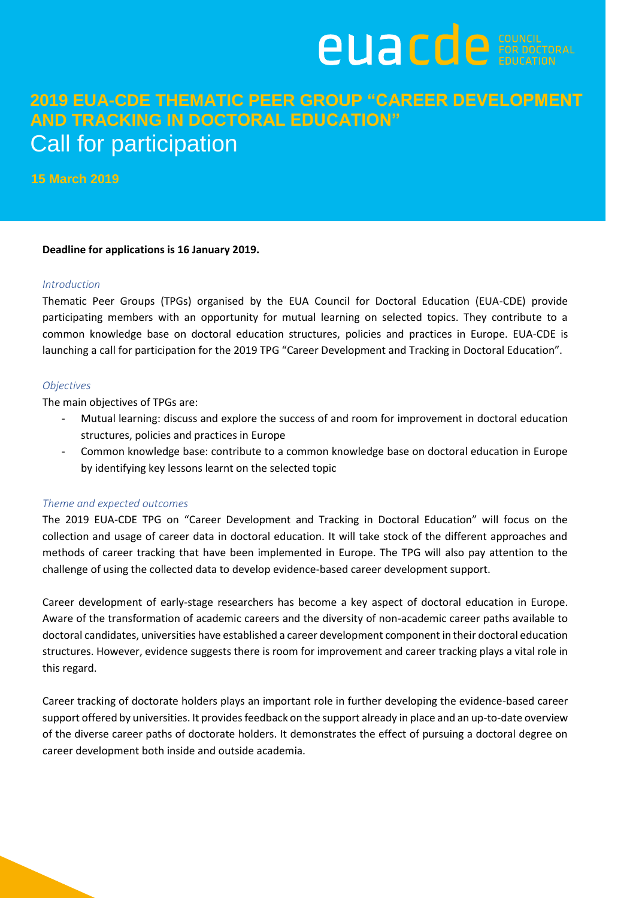euacde COUNCIL FOR DOCTORAL EDUCATION

# 2019 EUA-CDE THEMATIC PEER GROUP "CAREER DEVELOPMENT AND TRACKING IN DOCTORAL EDUCATION"

## Call for participation

**15 March 2019**

**Deadline for applications is 16 January 2019.**

*Introduction*

Thematic Peer Groups (TPGs) organised by the EUA Council for Doctoral Education (EUA-CDE) provide participating members with an opportunity for mutual learning on selected topics. They contribute to a common knowledge base on doctoral education structures, policies and practices in Europe. EUA-CDE is launching a call for participation for the 2019 TPG "Career Development and Tracking in Doctoral Education".

*Objectives*

The main objectives of TPGs are:

- Mutual learning: discuss and explore the success of and room for improvement in doctoral education structures, policies and practices in Europe
- Common knowledge base: contribute to a common knowledge base on doctoral education in Europe by identifying key lessons learnt on the selected topic

*Theme and expected outcomes*

The 2019 EUA-CDE TPG on "Career Development and Tracking in Doctoral Education" will focus on the collection and usage of career data in doctoral education. It will take stock of the different approaches and methods of career tracking that have been implemented in Europe. The TPG will also pay attention to the challenge of using the collected data to develop evidence-based career development support.

Career development of early-stage researchers has become a key aspect of doctoral education in Europe. Aware of the transformation of academic careers and the diversity of non-academic career paths available to doctoral candidates, universities have established a career development component in their doctoral education structures. However, evidence suggests there is room for improvement and career tracking plays a vital role in this regard.

Career tracking of doctorate holders plays an important role in further developing the evidence-based career support offered by universities. It provides feedback on the support already in place and an up-to-date overview of the diverse career paths of doctorate holders. It demonstrates the effect of pursuing a doctoral degree on career development both inside and outside academia.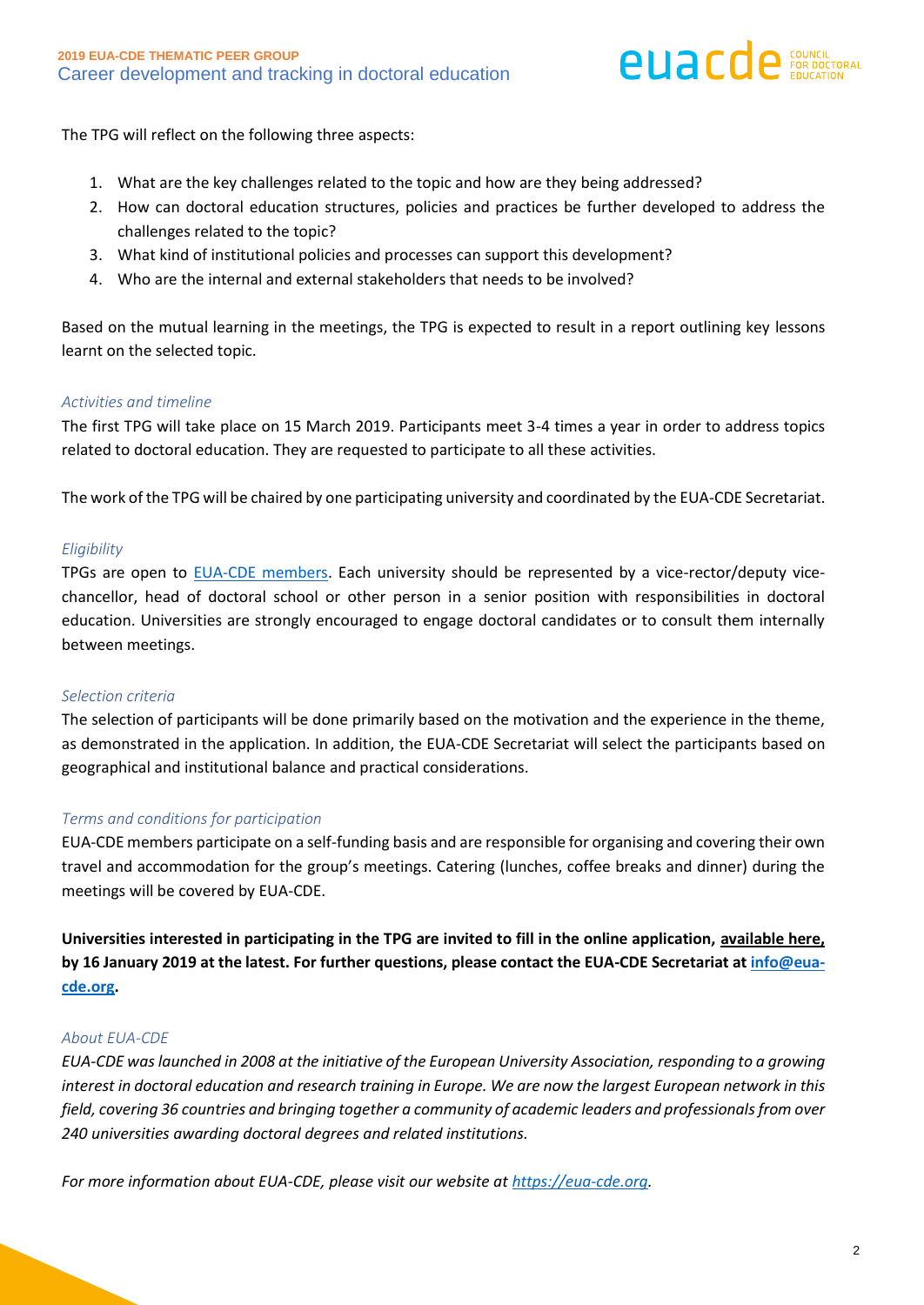The TPG will reflect on the following three aspects:

1. What are the key challenges related to the topic and how are they being addressed?
2. How can doctoral education structures, policies and practices be further developed to address the challenges related to the topic?
3. What kind of institutional policies and processes can support this development?
4. Who are the internal and external stakeholders that needs to be involved?

Based on the mutual learning in the meetings, the TPG is expected to result in a report outlining key lessons learnt on the selected topic.

*Activities and timeline*

The first TPG will take place on 15 March 2019. Participants meet 3-4 times a year in order to address topics related to doctoral education. They are requested to participate to all these activities.

The work of the TPG will be chaired by one participating university and coordinated by the EUA-CDE Secretariat.

*Eligibility*

TPGs are open to EUA-CDE members. Each university should be represented by a vice-rector/deputy vice-chancellor, head of doctoral school or other person in a senior position with responsibilities in doctoral education. Universities are strongly encouraged to engage doctoral candidates or to consult them internally between meetings.

*Selection criteria*

The selection of participants will be done primarily based on the motivation and the experience in the theme, as demonstrated in the application. In addition, the EUA-CDE Secretariat will select the participants based on geographical and institutional balance and practical considerations.

*Terms and conditions for participation*

EUA-CDE members participate on a self-funding basis and are responsible for organising and covering their own travel and accommodation for the group's meetings. Catering (lunches, coffee breaks and dinner) during the meetings will be covered by EUA-CDE.

**Universities interested in participating in the TPG are invited to fill in the online application, available here, by 16 January 2019 at the latest. For further questions, please contact the EUA-CDE Secretariat at info@eua-cde.org.**

*About EUA-CDE*

*EUA-CDE was launched in 2008 at the initiative of the European University Association, responding to a growing interest in doctoral education and research training in Europe. We are now the largest European network in this field, covering 36 countries and bringing together a community of academic leaders and professionals from over 240 universities awarding doctoral degrees and related institutions.*

*For more information about EUA-CDE, please visit our website at https://eua-cde.org.*